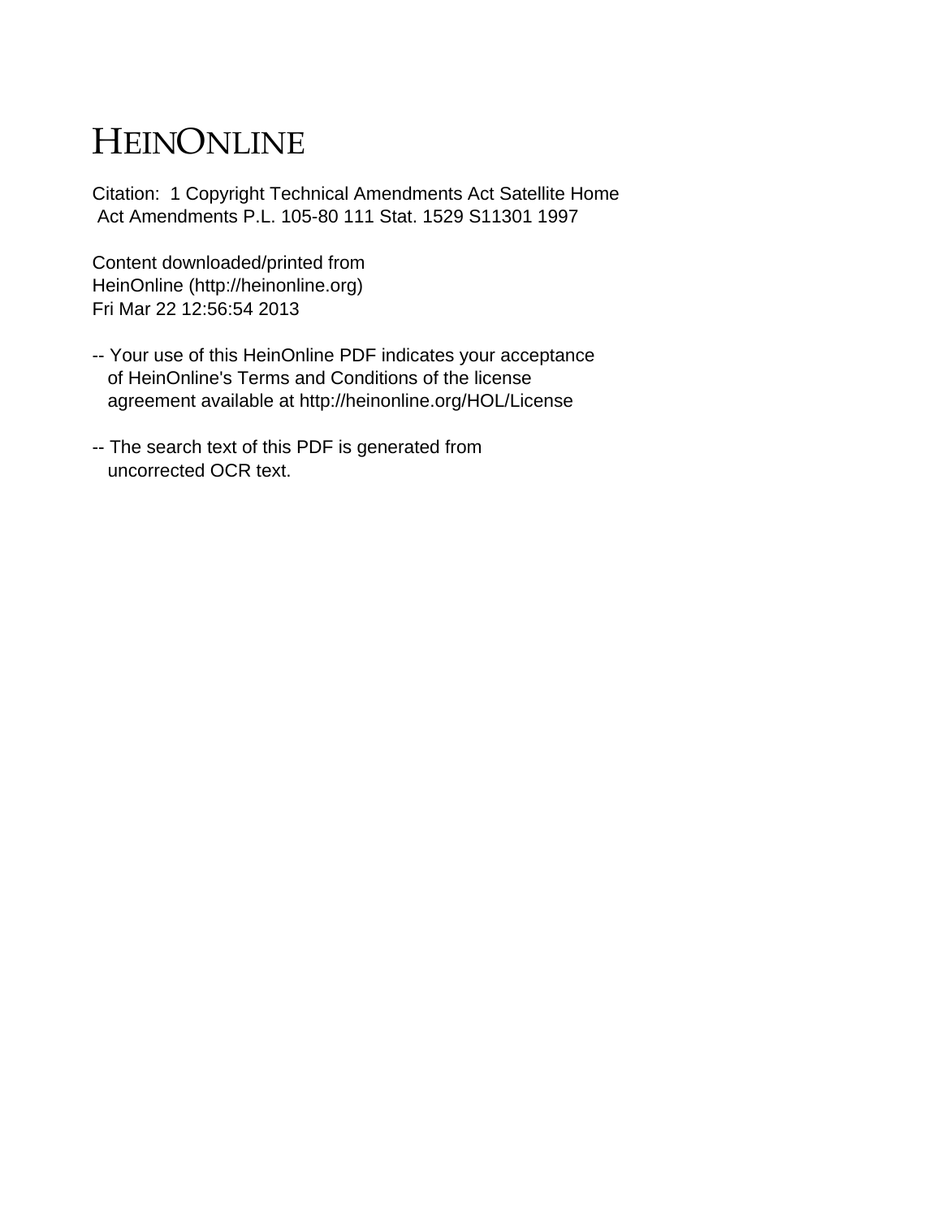# HEINONLINE

Citation: 1 Copyright Technical Amendments Act Satellite Home Act Amendments P.L. 105-80 111 Stat. 1529 S11301 1997

Content downloaded/printed from
HeinOnline (http://heinonline.org)
Fri Mar 22 12:56:54 2013

-- Your use of this HeinOnline PDF indicates your acceptance of HeinOnline's Terms and Conditions of the license agreement available at http://heinonline.org/HOL/License

-- The search text of this PDF is generated from uncorrected OCR text.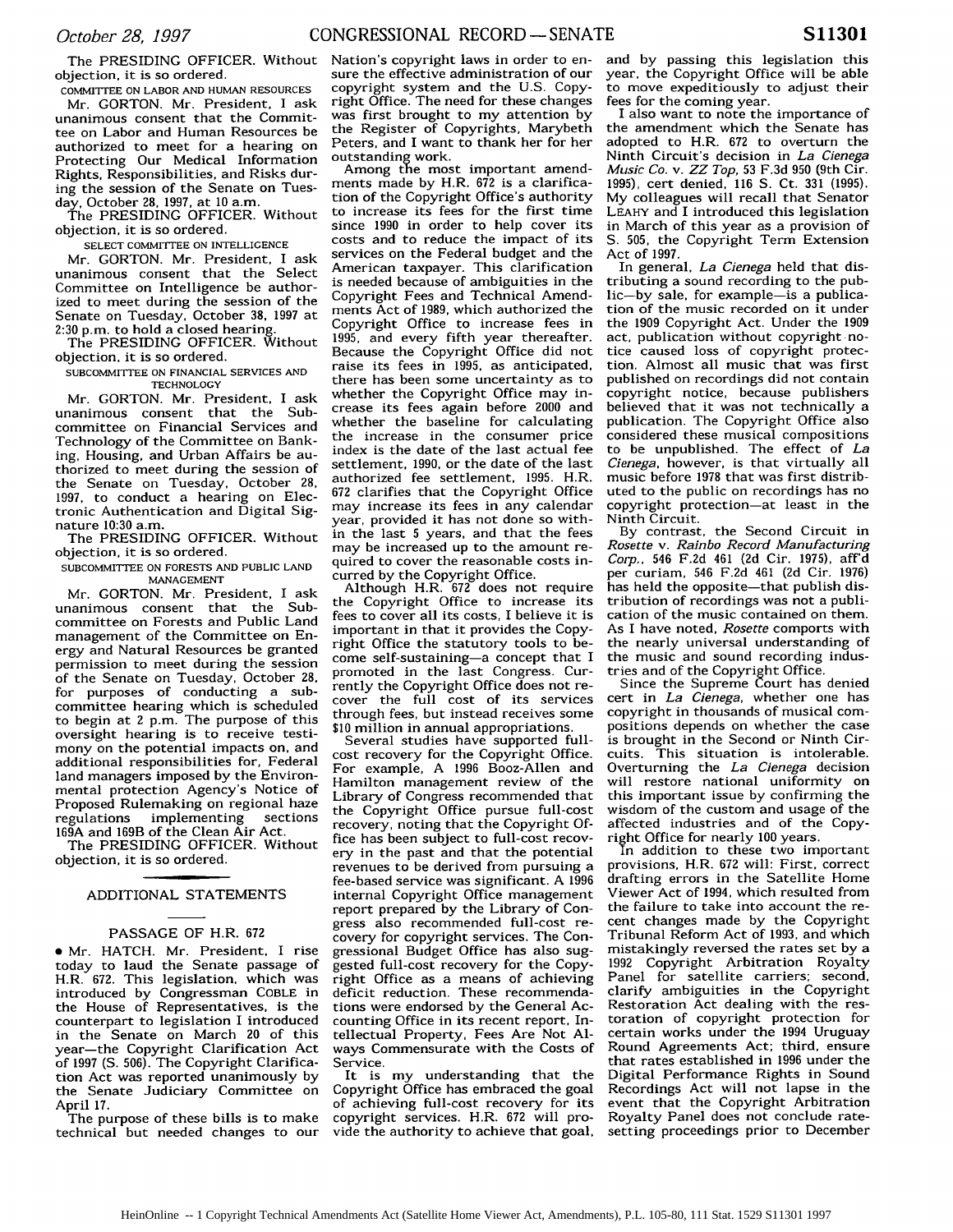The PRESIDING OFFICER. Without objection, it is so ordered.

COMMITTEE ON LABOR AND HUMAN RESOURCES

Mr. GORTON. Mr. President, I ask unanimous consent that the Committee on Labor and Human Resources be authorized to meet for a hearing on Protecting Our Medical Information Rights, Responsibilities, and Risks during the session of the Senate on Tuesday, October 28, 1997, at 10 a.m.

The PRESIDING OFFICER. Without objection, it is so ordered.

SELECT COMMITTEE ON INTELLIGENCE

Mr. GORTON. Mr. President, I ask unanimous consent that the Select Committee on Intelligence be authorized to meet during the session of the Senate on Tuesday, October 38, 1997 at 2:30 p.m. to hold a closed hearing.

The PRESIDING OFFICER. Without objection, it is so ordered.

SUBCOMMITTEE ON FINANCIAL SERVICES AND TECHNOLOGY

Mr. GORTON. Mr. President, I ask unanimous consent that the Subcommittee on Financial Services and Technology of the Committee on Banking, Housing, and Urban Affairs be authorized to meet during the session of the Senate on Tuesday, October 28, 1997, to conduct a hearing on Electronic Authentication and Digital Signature 10:30 a.m.

The PRESIDING OFFICER. Without objection, it is so ordered.

SUBCOMMITTEE ON FORESTS AND PUBLIC LAND MANAGEMENT

Mr. GORTON. Mr. President, I ask unanimous consent that the Subcommittee on Forests and Public Land management of the Committee on Energy and Natural Resources be granted permission to meet during the session of the Senate on Tuesday, October 28, for purposes of conducting a subcommittee hearing which is scheduled to begin at 2 p.m. The purpose of this oversight hearing is to receive testimony on the potential impacts on, and additional responsibilities for, Federal land managers imposed by the Environmental protection Agency's Notice of Proposed Rulemaking on regional haze regulations implementing sections 169A and 169B of the Clean Air Act.

The PRESIDING OFFICER. Without objection, it is so ordered.

## ADDITIONAL STATEMENTS

### PASSAGE OF H.R. 672

• Mr. HATCH. Mr. President, I rise today to laud the Senate passage of H.R. 672. This legislation, which was introduced by Congressman COBLE in the House of Representatives, is the counterpart to legislation I introduced in the Senate on March 20 of this year—the Copyright Clarification Act of 1997 (S. 506). The Copyright Clarification Act was reported unanimously by the Senate Judiciary Committee on April 17.

The purpose of these bills is to make technical but needed changes to our Nation's copyright laws in order to ensure the effective administration of our copyright system and the U.S. Copyright Office. The need for these changes was first brought to my attention by the Register of Copyrights, Marybeth Peters, and I want to thank her for her outstanding work.

Among the most important amendments made by H.R. 672 is a clarification of the Copyright Office's authority to increase its fees for the first time since 1990 in order to help cover its costs and to reduce the impact of its services on the Federal budget and the American taxpayer. This clarification is needed because of ambiguities in the Copyright Fees and Technical Amendments Act of 1989, which authorized the Copyright Office to increase fees in 1995, and every fifth year thereafter. Because the Copyright Office did not raise its fees in 1995, as anticipated, there has been some uncertainty as to whether the Copyright Office may increase its fees again before 2000 and whether the baseline for calculating the increase in the consumer price index is the date of the last actual fee settlement, 1990, or the date of the last authorized fee settlement, 1995. H.R. 672 clarifies that the Copyright Office may increase its fees in any calendar year, provided it has not done so within the last 5 years, and that the fees may be increased up to the amount required to cover the reasonable costs incurred by the Copyright Office.

Although H.R. 672 does not require the Copyright Office to increase its fees to cover all its costs, I believe it is important in that it provides the Copyright Office the statutory tools to become self-sustaining—a concept that I promoted in the last Congress. Currently the Copyright Office does not recover the full cost of its services through fees, but instead receives some $10 million in annual appropriations.

Several studies have supported full-cost recovery for the Copyright Office. For example, A 1996 Booz-Allen and Hamilton management review of the Library of Congress recommended that the Copyright Office pursue full-cost recovery, noting that the Copyright Office has been subject to full-cost recovery in the past and that the potential revenues to be derived from pursuing a fee-based service was significant. A 1996 internal Copyright Office management report prepared by the Library of Congress also recommended full-cost recovery for copyright services. The Congressional Budget Office has also suggested full-cost recovery for the Copyright Office as a means of achieving deficit reduction. These recommendations were endorsed by the General Accounting Office in its recent report, Intellectual Property, Fees Are Not Always Commensurate with the Costs of Service.

It is my understanding that the Copyright Office has embraced the goal of achieving full-cost recovery for its copyright services. H.R. 672 will provide the authority to achieve that goal, and by passing this legislation this year, the Copyright Office will be able to move expeditiously to adjust their fees for the coming year.

I also want to note the importance of the amendment which the Senate has adopted to H.R. 672 to overturn the Ninth Circuit's decision in *La Cienega Music Co.* v. *ZZ Top*, 53 F.3d 950 (9th Cir. 1995), cert denied, 116 S. Ct. 331 (1995). My colleagues will recall that Senator LEAHY and I introduced this legislation in March of this year as a provision of S. 505, the Copyright Term Extension Act of 1997.

In general, *La Cienega* held that distributing a sound recording to the public—by sale, for example—is a publication of the music recorded on it under the 1909 Copyright Act. Under the 1909 act, publication without copyright notice caused loss of copyright protection. Almost all music that was first published on recordings did not contain copyright notice, because publishers believed that it was not technically a publication. The Copyright Office also considered these musical compositions to be unpublished. The effect of *La Cienega*, however, is that virtually all music before 1978 that was first distributed to the public on recordings has no copyright protection—at least in the Ninth Circuit.

By contrast, the Second Circuit in *Rosette* v. *Rainbo Record Manufacturing Corp.*, 546 F.2d 461 (2d Cir. 1975), aff'd per curiam, 546 F.2d 461 (2d Cir. 1976) has held the opposite—that publish distribution of recordings was not a publication of the music contained on them. As I have noted, *Rosette* comports with the nearly universal understanding of the music and sound recording industries and of the Copyright Office.

Since the Supreme Court has denied cert in *La Cienega*, whether one has copyright in thousands of musical compositions depends on whether the case is brought in the Second or Ninth Circuits. This situation is intolerable. Overturning the *La Cienega* decision will restore national uniformity on this important issue by confirming the wisdom of the custom and usage of the affected industries and of the Copyright Office for nearly 100 years.

In addition to these two important provisions, H.R. 672 will: First, correct drafting errors in the Satellite Home Viewer Act of 1994, which resulted from the failure to take into account the recent changes made by the Copyright Tribunal Reform Act of 1993, and which mistakingly reversed the rates set by a 1992 Copyright Arbitration Royalty Panel for satellite carriers; second, clarify ambiguities in the Copyright Restoration Act dealing with the restoration of copyright protection for certain works under the 1994 Uruguay Round Agreements Act; third, ensure that rates established in 1996 under the Digital Performance Rights in Sound Recordings Act will not lapse in the event that the Copyright Arbitration Royalty Panel does not conclude rate-setting proceedings prior to December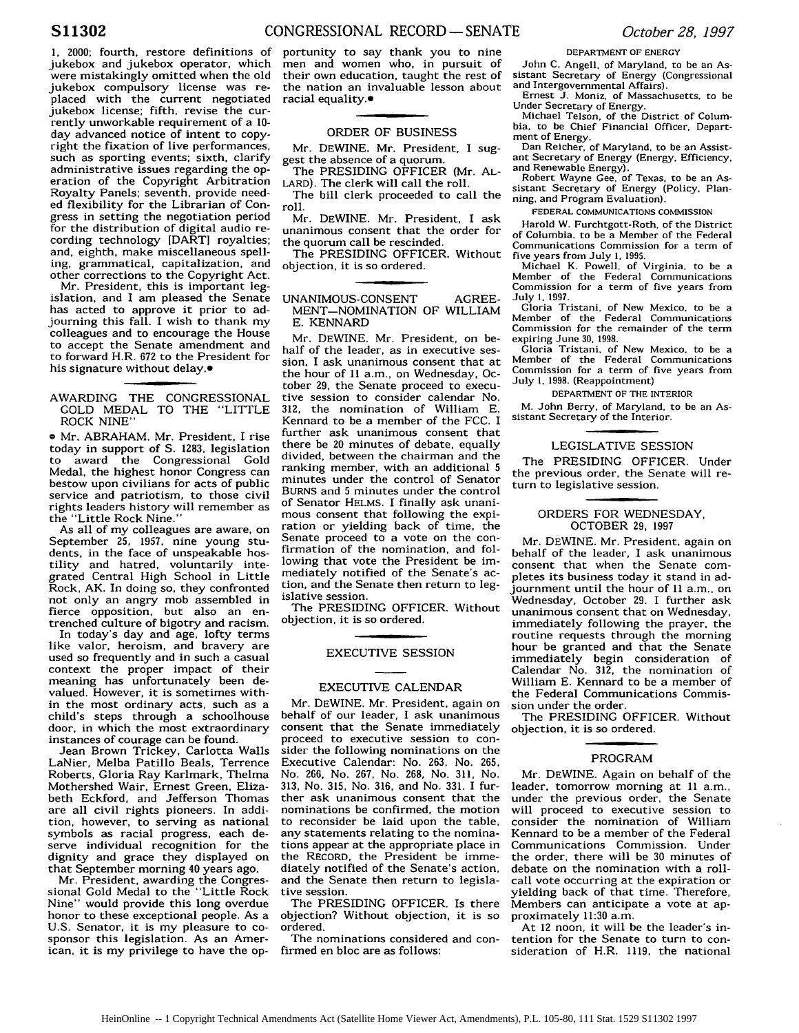1, 2000; fourth, restore definitions of jukebox and jukebox operator, which were mistakingly omitted when the old jukebox compulsory license was replaced with the current negotiated jukebox license; fifth, revise the currently unworkable requirement of a 10-day advanced notice of intent to copyright the fixation of live performances, such as sporting events; sixth, clarify administrative issues regarding the operation of the Copyright Arbitration Royalty Panels; seventh, provide needed flexibility for the Librarian of Congress in setting the negotiation period for the distribution of digital audio recording technology [DART] royalties; and, eighth, make miscellaneous spelling, grammatical, capitalization, and other corrections to the Copyright Act.

Mr. President, this is important legislation, and I am pleased the Senate has acted to approve it prior to adjourning this fall. I wish to thank my colleagues and to encourage the House to accept the Senate amendment and to forward H.R. 672 to the President for his signature without delay.●

## AWARDING THE CONGRESSIONAL GOLD MEDAL TO THE "LITTLE ROCK NINE"

● Mr. ABRAHAM. Mr. President, I rise today in support of S. 1283, legislation to award the Congressional Gold Medal, the highest honor Congress can bestow upon civilians for acts of public service and patriotism, to those civil rights leaders history will remember as the "Little Rock Nine."

As all of my colleagues are aware, on September 25, 1957, nine young students, in the face of unspeakable hostility and hatred, voluntarily integrated Central High School in Little Rock, AK. In doing so, they confronted not only an angry mob assembled in fierce opposition, but also an entrenched culture of bigotry and racism.

In today's day and age, lofty terms like valor, heroism, and bravery are used so frequently and in such a casual context the proper impact of their meaning has unfortunately been devalued. However, it is sometimes within the most ordinary acts, such as a child's steps through a schoolhouse door, in which the most extraordinary instances of courage can be found.

Jean Brown Trickey, Carlotta Walls LaNier, Melba Patillo Beals, Terrence Roberts, Gloria Ray Karlmark, Thelma Mothershed Wair, Ernest Green, Elizabeth Eckford, and Jefferson Thomas are all civil rights pioneers. In addition, however, to serving as national symbols as racial progress, each deserve individual recognition for the dignity and grace they displayed on that September morning 40 years ago.

Mr. President, awarding the Congressional Gold Medal to the "Little Rock Nine" would provide this long overdue honor to these exceptional people. As a U.S. Senator, it is my pleasure to cosponsor this legislation. As an American, it is my privilege to have the opportunity to say thank you to nine men and women who, in pursuit of their own education, taught the rest of the nation an invaluable lesson about racial equality.●

## ORDER OF BUSINESS

Mr. DEWINE. Mr. President, I suggest the absence of a quorum.

The PRESIDING OFFICER (Mr. ALLARD). The clerk will call the roll.

The bill clerk proceeded to call the roll.

Mr. DEWINE. Mr. President, I ask unanimous consent that the order for the quorum call be rescinded.

The PRESIDING OFFICER. Without objection, it is so ordered.

## UNANIMOUS-CONSENT AGREEMENT—NOMINATION OF WILLIAM E. KENNARD

Mr. DEWINE. Mr. President, on behalf of the leader, as in executive session, I ask unanimous consent that at the hour of 11 a.m., on Wednesday, October 29, the Senate proceed to executive session to consider calendar No. 312, the nomination of William E. Kennard to be a member of the FCC. I further ask unanimous consent that there be 20 minutes of debate, equally divided, between the chairman and the ranking member, with an additional 5 minutes under the control of Senator BURNS and 5 minutes under the control of Senator HELMS. I finally ask unanimous consent that following the expiration or yielding back of time, the Senate proceed to a vote on the confirmation of the nomination, and following that vote the President be immediately notified of the Senate's action, and the Senate then return to legislative session.

The PRESIDING OFFICER. Without objection, it is so ordered.

## EXECUTIVE SESSION

### EXECUTIVE CALENDAR

Mr. DEWINE. Mr. President, again on behalf of our leader, I ask unanimous consent that the Senate immediately proceed to executive session to consider the following nominations on the Executive Calendar: No. 263, No. 265, No. 266, No. 267, No. 268, No. 311, No. 313, No. 315, No. 316, and No. 331. I further ask unanimous consent that the nominations be confirmed, the motion to reconsider be laid upon the table, any statements relating to the nominations appear at the appropriate place in the RECORD, the President be immediately notified of the Senate's action, and the Senate then return to legislative session.

The PRESIDING OFFICER. Is there objection? Without objection, it is so ordered.

The nominations considered and confirmed en bloc are as follows:

DEPARTMENT OF ENERGY

John C. Angell, of Maryland, to be an Assistant Secretary of Energy (Congressional and Intergovernmental Affairs).

Ernest J. Moniz, of Massachusetts, to be Under Secretary of Energy.

Michael Telson, of the District of Columbia, to be Chief Financial Officer, Department of Energy.

Dan Reicher, of Maryland, to be an Assistant Secretary of Energy (Energy, Efficiency, and Renewable Energy).

Robert Wayne Gee, of Texas, to be an Assistant Secretary of Energy (Policy, Planning, and Program Evaluation).

FEDERAL COMMUNICATIONS COMMISSION

Harold W. Furchtgott-Roth, of the District of Columbia, to be a Member of the Federal Communications Commission for a term of five years from July 1, 1995.

Michael K. Powell, of Virginia, to be a Member of the Federal Communications Commission for a term of five years from July 1, 1997.

Gloria Tristani, of New Mexico, to be a Member of the Federal Communications Commission for the remainder of the term expiring June 30, 1998.

Gloria Tristani, of New Mexico, to be a Member of the Federal Communications Commission for a term of five years from July 1, 1998. (Reappointment)

DEPARTMENT OF THE INTERIOR

M. John Berry, of Maryland, to be an Assistant Secretary of the Interior.

## LEGISLATIVE SESSION

The PRESIDING OFFICER. Under the previous order, the Senate will return to legislative session.

## ORDERS FOR WEDNESDAY, OCTOBER 29, 1997

Mr. DEWINE. Mr. President, again on behalf of the leader, I ask unanimous consent that when the Senate completes its business today it stand in adjournment until the hour of 11 a.m., on Wednesday, October 29. I further ask unanimous consent that on Wednesday, immediately following the prayer, the routine requests through the morning hour be granted and that the Senate immediately begin consideration of Calendar No. 312, the nomination of William E. Kennard to be a member of the Federal Communications Commission under the order.

The PRESIDING OFFICER. Without objection, it is so ordered.

## PROGRAM

Mr. DEWINE. Again on behalf of the leader, tomorrow morning at 11 a.m., under the previous order, the Senate will proceed to executive session to consider the nomination of William Kennard to be a member of the Federal Communications Commission. Under the order, there will be 30 minutes of debate on the nomination with a rollcall vote occurring at the expiration or yielding back of that time. Therefore, Members can anticipate a vote at approximately 11:30 a.m.

At 12 noon, it will be the leader's intention for the Senate to turn to consideration of H.R. 1119, the national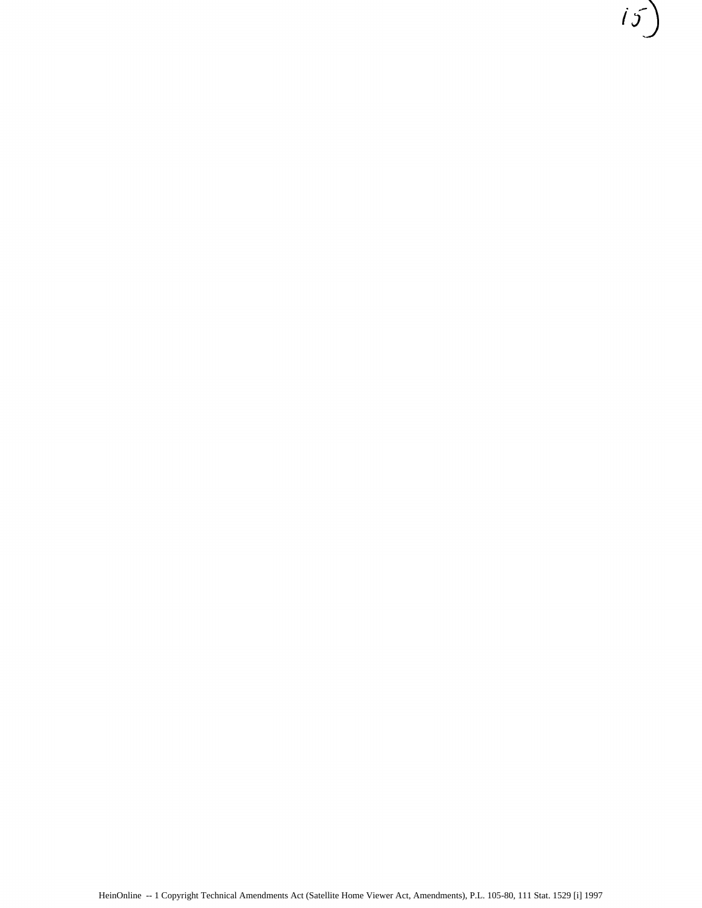15)